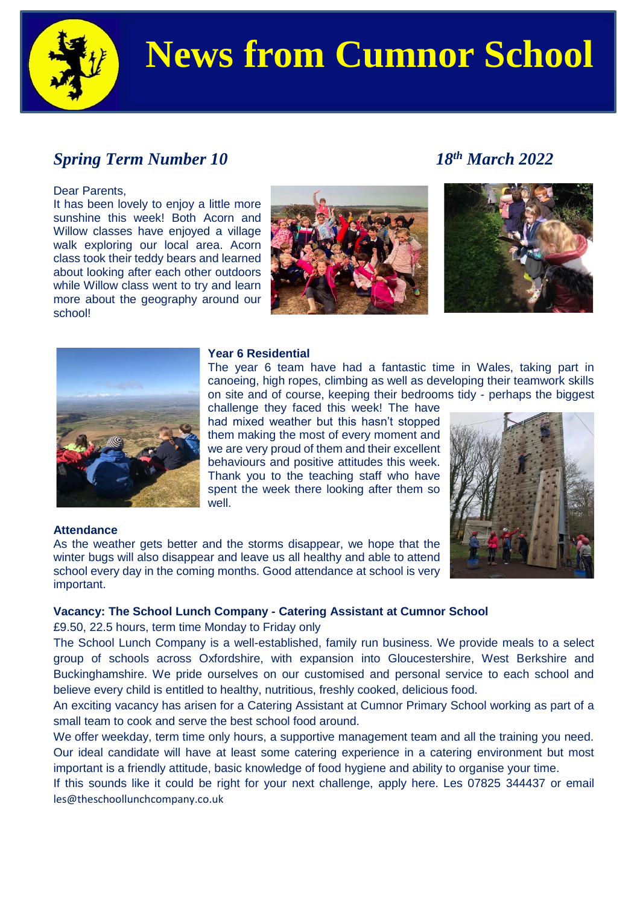# News from Cumnor School

*Spring Term Number 10* — *18th March 2022*

Dear Parents,

It has been lovely to enjoy a little more sunshine this week! Both Acorn and Willow classes have enjoyed a village walk exploring our local area. Acorn class took their teddy bears and learned about looking after each other outdoors while Willow class went to try and learn more about the geography around our school!

**Year 6 Residential**

The year 6 team have had a fantastic time in Wales, taking part in canoeing, high ropes, climbing as well as developing their teamwork skills on site and of course, keeping their bedrooms tidy - perhaps the biggest challenge they faced this week! The have had mixed weather but this hasn't stopped them making the most of every moment and we are very proud of them and their excellent behaviours and positive attitudes this week. Thank you to the teaching staff who have spent the week there looking after them so well.

**Attendance**

As the weather gets better and the storms disappear, we hope that the winter bugs will also disappear and leave us all healthy and able to attend school every day in the coming months. Good attendance at school is very important.

**Vacancy: The School Lunch Company - Catering Assistant at Cumnor School**

£9.50, 22.5 hours, term time Monday to Friday only

The School Lunch Company is a well-established, family run business. We provide meals to a select group of schools across Oxfordshire, with expansion into Gloucestershire, West Berkshire and Buckinghamshire. We pride ourselves on our customised and personal service to each school and believe every child is entitled to healthy, nutritious, freshly cooked, delicious food.

An exciting vacancy has arisen for a Catering Assistant at Cumnor Primary School working as part of a small team to cook and serve the best school food around.

We offer weekday, term time only hours, a supportive management team and all the training you need. Our ideal candidate will have at least some catering experience in a catering environment but most important is a friendly attitude, basic knowledge of food hygiene and ability to organise your time.

If this sounds like it could be right for your next challenge, apply here. Les 07825 344437 or email les@theschoollunchcompany.co.uk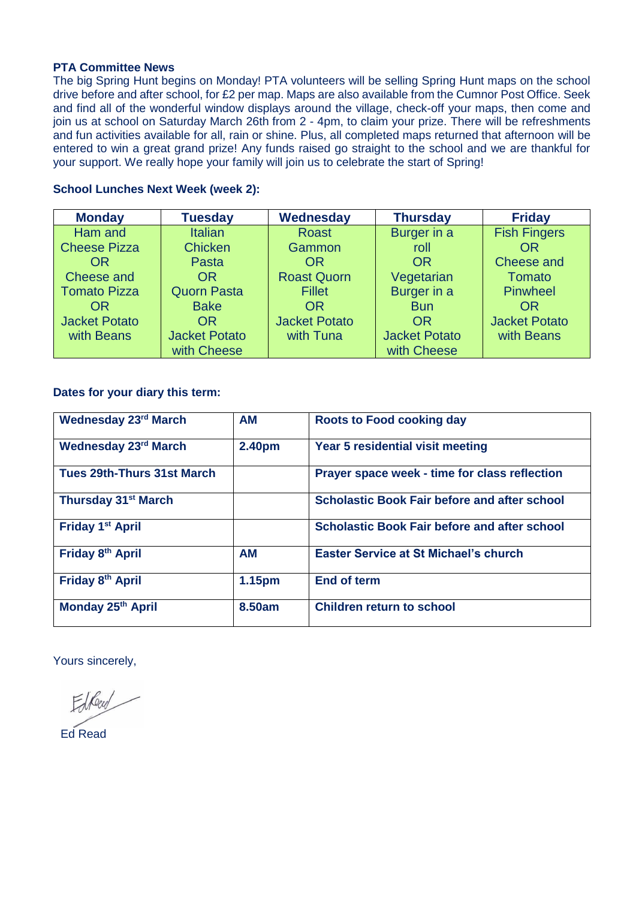**PTA Committee News**

The big Spring Hunt begins on Monday! PTA volunteers will be selling Spring Hunt maps on the school drive before and after school, for £2 per map. Maps are also available from the Cumnor Post Office. Seek and find all of the wonderful window displays around the village, check-off your maps, then come and join us at school on Saturday March 26th from 2 - 4pm, to claim your prize. There will be refreshments and fun activities available for all, rain or shine. Plus, all completed maps returned that afternoon will be entered to win a great grand prize! Any funds raised go straight to the school and we are thankful for your support. We really hope your family will join us to celebrate the start of Spring!

**School Lunches Next Week (week 2):**

| Monday | Tuesday | Wednesday | Thursday | Friday |
|---|---|---|---|---|
| Ham and Cheese Pizza OR Cheese and Tomato Pizza OR Jacket Potato with Beans | Italian Chicken Pasta OR Quorn Pasta Bake OR Jacket Potato with Cheese | Roast Gammon OR Roast Quorn Fillet OR Jacket Potato with Tuna | Burger in a roll OR Vegetarian Burger in a Bun OR Jacket Potato with Cheese | Fish Fingers OR Cheese and Tomato Pinwheel OR Jacket Potato with Beans |

**Dates for your diary this term:**

| | | |
|---|---|---|
| **Wednesday 23rd March** | **AM** | **Roots to Food cooking day** |
| **Wednesday 23rd March** | **2.40pm** | **Year 5 residential visit meeting** |
| **Tues 29th-Thurs 31st March** | | **Prayer space week - time for class reflection** |
| **Thursday 31st March** | | **Scholastic Book Fair before and after school** |
| **Friday 1st April** | | **Scholastic Book Fair before and after school** |
| **Friday 8th April** | **AM** | **Easter Service at St Michael's church** |
| **Friday 8th April** | **1.15pm** | **End of term** |
| **Monday 25th April** | **8.50am** | **Children return to school** |

Yours sincerely,

Ed Read